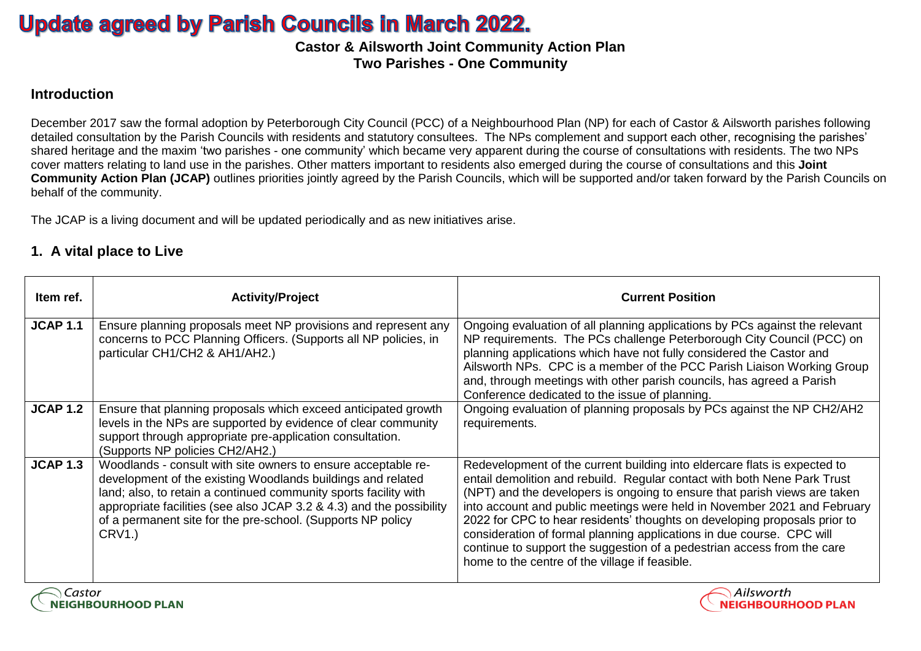# Update agreed by Parish Councils in March 2022.

**Castor & Ailsworth Joint Community Action Plan**
**Two Parishes - One Community**

## Introduction

December 2017 saw the formal adoption by Peterborough City Council (PCC) of a Neighbourhood Plan (NP) for each of Castor & Ailsworth parishes following detailed consultation by the Parish Councils with residents and statutory consultees. The NPs complement and support each other, recognising the parishes' shared heritage and the maxim 'two parishes - one community' which became very apparent during the course of consultations with residents. The two NPs cover matters relating to land use in the parishes. Other matters important to residents also emerged during the course of consultations and this **Joint Community Action Plan (JCAP)** outlines priorities jointly agreed by the Parish Councils, which will be supported and/or taken forward by the Parish Councils on behalf of the community.

The JCAP is a living document and will be updated periodically and as new initiatives arise.

## 1. A vital place to Live

| Item ref. | Activity/Project | Current Position |
|---|---|---|
| **JCAP 1.1** | Ensure planning proposals meet NP provisions and represent any concerns to PCC Planning Officers. (Supports all NP policies, in particular CH1/CH2 & AH1/AH2.) | Ongoing evaluation of all planning applications by PCs against the relevant NP requirements. The PCs challenge Peterborough City Council (PCC) on planning applications which have not fully considered the Castor and Ailsworth NPs. CPC is a member of the PCC Parish Liaison Working Group and, through meetings with other parish councils, has agreed a Parish Conference dedicated to the issue of planning. |
| **JCAP 1.2** | Ensure that planning proposals which exceed anticipated growth levels in the NPs are supported by evidence of clear community support through appropriate pre-application consultation. (Supports NP policies CH2/AH2.) | Ongoing evaluation of planning proposals by PCs against the NP CH2/AH2 requirements. |
| **JCAP 1.3** | Woodlands - consult with site owners to ensure acceptable re-development of the existing Woodlands buildings and related land; also, to retain a continued community sports facility with appropriate facilities (see also JCAP 3.2 & 4.3) and the possibility of a permanent site for the pre-school. (Supports NP policy CRV1.) | Redevelopment of the current building into eldercare flats is expected to entail demolition and rebuild. Regular contact with both Nene Park Trust (NPT) and the developers is ongoing to ensure that parish views are taken into account and public meetings were held in November 2021 and February 2022 for CPC to hear residents' thoughts on developing proposals prior to consideration of formal planning applications in due course. CPC will continue to support the suggestion of a pedestrian access from the care home to the centre of the village if feasible. |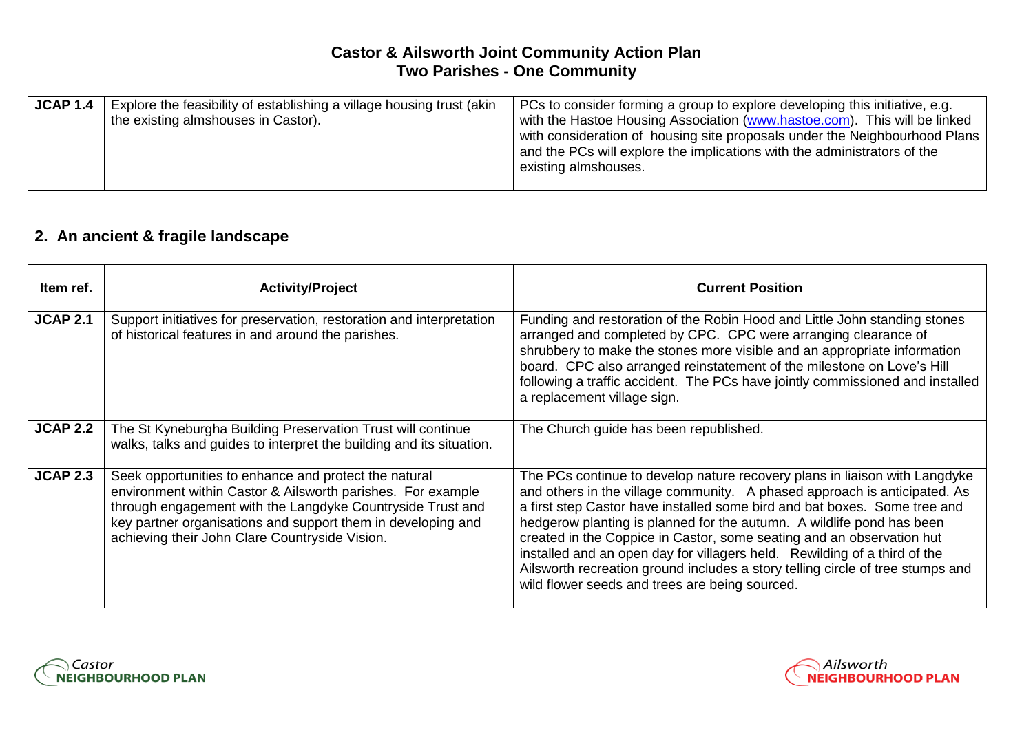| JCAP 1.4 | Explore the feasibility of establishing a village housing trust (akin the existing almshouses in Castor). | PCs to consider forming a group to explore developing this initiative, e.g. with the Hastoe Housing Association (www.hastoe.com). This will be linked with consideration of housing site proposals under the Neighbourhood Plans and the PCs will explore the implications with the administrators of the existing almshouses. |
|---|---|---|

## 2. An ancient & fragile landscape

| Item ref. | Activity/Project | Current Position |
|---|---|---|
| JCAP 2.1 | Support initiatives for preservation, restoration and interpretation of historical features in and around the parishes. | Funding and restoration of the Robin Hood and Little John standing stones arranged and completed by CPC. CPC were arranging clearance of shrubbery to make the stones more visible and an appropriate information board. CPC also arranged reinstatement of the milestone on Love's Hill following a traffic accident. The PCs have jointly commissioned and installed a replacement village sign. |
| JCAP 2.2 | The St Kyneburgha Building Preservation Trust will continue walks, talks and guides to interpret the building and its situation. | The Church guide has been republished. |
| JCAP 2.3 | Seek opportunities to enhance and protect the natural environment within Castor & Ailsworth parishes. For example through engagement with the Langdyke Countryside Trust and key partner organisations and support them in developing and achieving their John Clare Countryside Vision. | The PCs continue to develop nature recovery plans in liaison with Langdyke and others in the village community. A phased approach is anticipated. As a first step Castor have installed some bird and bat boxes. Some tree and hedgerow planting is planned for the autumn. A wildlife pond has been created in the Coppice in Castor, some seating and an observation hut installed and an open day for villagers held. Rewilding of a third of the Ailsworth recreation ground includes a story telling circle of tree stumps and wild flower seeds and trees are being sourced. |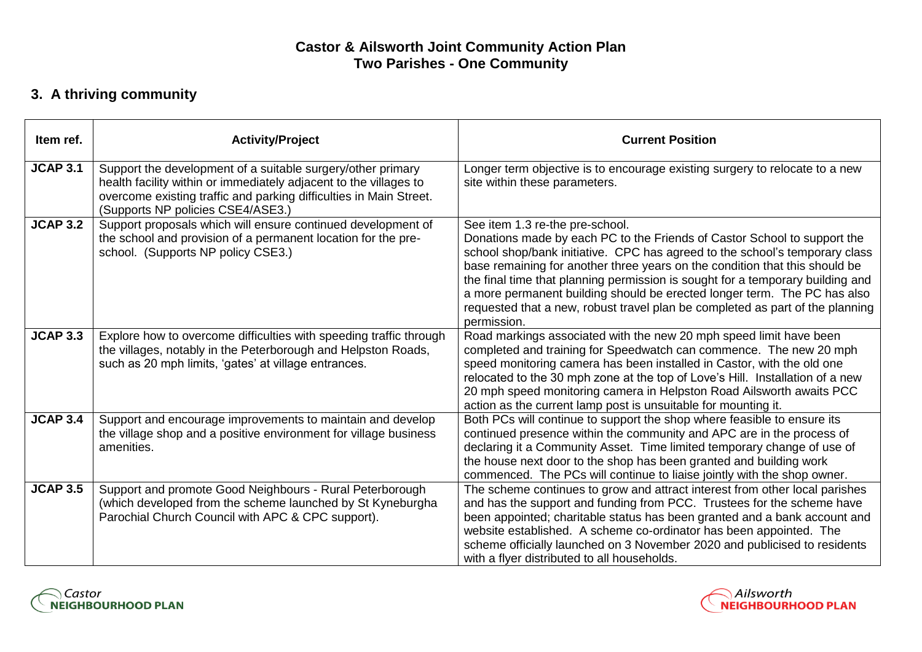# Castor & Ailsworth Joint Community Action Plan
## Two Parishes - One Community

## 3. A thriving community

| Item ref. | Activity/Project | Current Position |
|---|---|---|
| **JCAP 3.1** | Support the development of a suitable surgery/other primary health facility within or immediately adjacent to the villages to overcome existing traffic and parking difficulties in Main Street. (Supports NP policies CSE4/ASE3.) | Longer term objective is to encourage existing surgery to relocate to a new site within these parameters. |
| **JCAP 3.2** | Support proposals which will ensure continued development of the school and provision of a permanent location for the pre-school. (Supports NP policy CSE3.) | See item 1.3 re-the pre-school. Donations made by each PC to the Friends of Castor School to support the school shop/bank initiative. CPC has agreed to the school's temporary class base remaining for another three years on the condition that this should be the final time that planning permission is sought for a temporary building and a more permanent building should be erected longer term. The PC has also requested that a new, robust travel plan be completed as part of the planning permission. |
| **JCAP 3.3** | Explore how to overcome difficulties with speeding traffic through the villages, notably in the Peterborough and Helpston Roads, such as 20 mph limits, 'gates' at village entrances. | Road markings associated with the new 20 mph speed limit have been completed and training for Speedwatch can commence. The new 20 mph speed monitoring camera has been installed in Castor, with the old one relocated to the 30 mph zone at the top of Love's Hill. Installation of a new 20 mph speed monitoring camera in Helpston Road Ailsworth awaits PCC action as the current lamp post is unsuitable for mounting it. |
| **JCAP 3.4** | Support and encourage improvements to maintain and develop the village shop and a positive environment for village business amenities. | Both PCs will continue to support the shop where feasible to ensure its continued presence within the community and APC are in the process of declaring it a Community Asset. Time limited temporary change of use of the house next door to the shop has been granted and building work commenced. The PCs will continue to liaise jointly with the shop owner. |
| **JCAP 3.5** | Support and promote Good Neighbours - Rural Peterborough (which developed from the scheme launched by St Kyneburgha Parochial Church Council with APC & CPC support). | The scheme continues to grow and attract interest from other local parishes and has the support and funding from PCC. Trustees for the scheme have been appointed; charitable status has been granted and a bank account and website established. A scheme co-ordinator has been appointed. The scheme officially launched on 3 November 2020 and publicised to residents with a flyer distributed to all households. |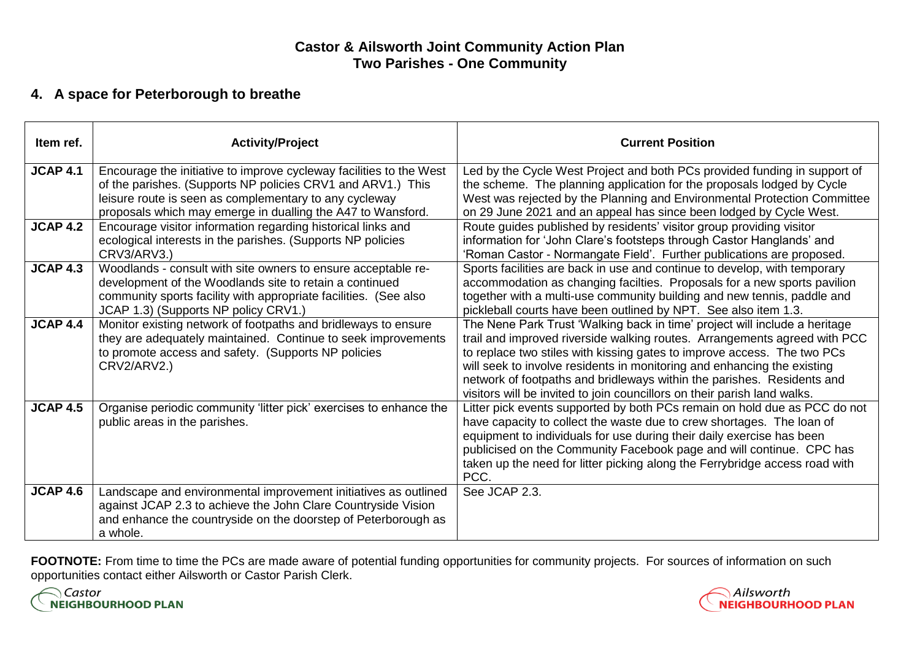**Castor & Ailsworth Joint Community Action Plan**
**Two Parishes - One Community**

## 4. A space for Peterborough to breathe

| Item ref. | Activity/Project | Current Position |
|---|---|---|
| **JCAP 4.1** | Encourage the initiative to improve cycleway facilities to the West of the parishes. (Supports NP policies CRV1 and ARV1.) This leisure route is seen as complementary to any cycleway proposals which may emerge in dualling the A47 to Wansford. | Led by the Cycle West Project and both PCs provided funding in support of the scheme. The planning application for the proposals lodged by Cycle West was rejected by the Planning and Environmental Protection Committee on 29 June 2021 and an appeal has since been lodged by Cycle West. |
| **JCAP 4.2** | Encourage visitor information regarding historical links and ecological interests in the parishes. (Supports NP policies CRV3/ARV3.) | Route guides published by residents' visitor group providing visitor information for 'John Clare's footsteps through Castor Hanglands' and 'Roman Castor - Normangate Field'. Further publications are proposed. |
| **JCAP 4.3** | Woodlands - consult with site owners to ensure acceptable re-development of the Woodlands site to retain a continued community sports facility with appropriate facilities. (See also JCAP 1.3) (Supports NP policy CRV1.) | Sports facilities are back in use and continue to develop, with temporary accommodation as changing facilties. Proposals for a new sports pavilion together with a multi-use community building and new tennis, paddle and pickleball courts have been outlined by NPT. See also item 1.3. |
| **JCAP 4.4** | Monitor existing network of footpaths and bridleways to ensure they are adequately maintained. Continue to seek improvements to promote access and safety. (Supports NP policies CRV2/ARV2.) | The Nene Park Trust 'Walking back in time' project will include a heritage trail and improved riverside walking routes. Arrangements agreed with PCC to replace two stiles with kissing gates to improve access. The two PCs will seek to involve residents in monitoring and enhancing the existing network of footpaths and bridleways within the parishes. Residents and visitors will be invited to join councillors on their parish land walks. |
| **JCAP 4.5** | Organise periodic community 'litter pick' exercises to enhance the public areas in the parishes. | Litter pick events supported by both PCs remain on hold due as PCC do not have capacity to collect the waste due to crew shortages. The loan of equipment to individuals for use during their daily exercise has been publicised on the Community Facebook page and will continue. CPC has taken up the need for litter picking along the Ferrybridge access road with PCC. |
| **JCAP 4.6** | Landscape and environmental improvement initiatives as outlined against JCAP 2.3 to achieve the John Clare Countryside Vision and enhance the countryside on the doorstep of Peterborough as a whole. | See JCAP 2.3. |

**FOOTNOTE:** From time to time the PCs are made aware of potential funding opportunities for community projects. For sources of information on such opportunities contact either Ailsworth or Castor Parish Clerk.

Castor NEIGHBOURHOOD PLAN

Ailsworth NEIGHBOURHOOD PLAN